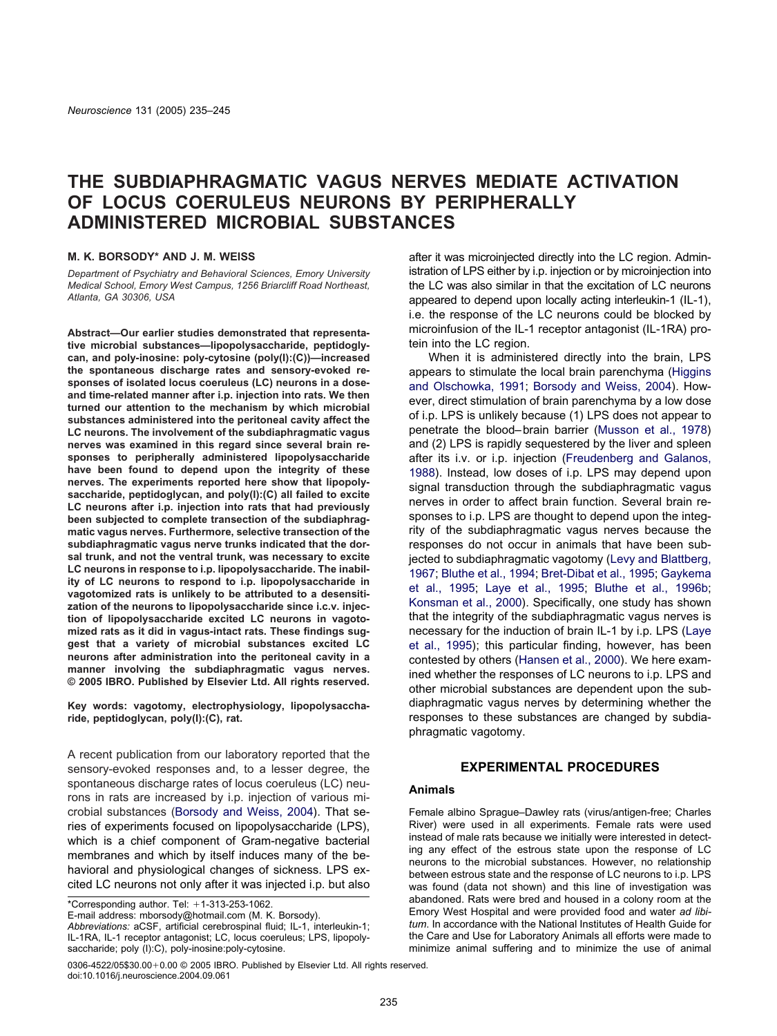# THE SUBDIAPHRAGMATIC VAGUS NERVES MEDIATE ACTIVATION OF LOCUS COERULEUS NEURONS BY PERIPHERALLY ADMINISTERED MICROBIAL SUBSTANCES

**M. K. BORSODY* AND J. M. WEISS**

*Department of Psychiatry and Behavioral Sciences, Emory University Medical School, Emory West Campus, 1256 Briarcliff Road Northeast, Atlanta, GA 30306, USA*

**Abstract—Our earlier studies demonstrated that representative microbial substances—lipopolysaccharide, peptidoglycan, and poly-inosine: poly-cytosine (poly(I):(C))—increased the spontaneous discharge rates and sensory-evoked responses of isolated locus coeruleus (LC) neurons in a dose- and time-related manner after i.p. injection into rats. We then turned our attention to the mechanism by which microbial substances administered into the peritoneal cavity affect the LC neurons. The involvement of the subdiaphragmatic vagus nerves was examined in this regard since several brain responses to peripherally administered lipopolysaccharide have been found to depend upon the integrity of these nerves. The experiments reported here show that lipopolysaccharide, peptidoglycan, and poly(I):(C) all failed to excite LC neurons after i.p. injection into rats that had previously been subjected to complete transection of the subdiaphragmatic vagus nerves. Furthermore, selective transection of the subdiaphragmatic vagus nerve trunks indicated that the dorsal trunk, and not the ventral trunk, was necessary to excite LC neurons in response to i.p. lipopolysaccharide. The inability of LC neurons to respond to i.p. lipopolysaccharide in vagotomized rats is unlikely to be attributed to a desensitization of the neurons to lipopolysaccharide since i.c.v. injection of lipopolysaccharide excited LC neurons in vagotomized rats as it did in vagus-intact rats. These findings suggest that a variety of microbial substances excited LC neurons after administration into the peritoneal cavity in a manner involving the subdiaphragmatic vagus nerves. © 2005 IBRO. Published by Elsevier Ltd. All rights reserved.**

**Key words: vagotomy, electrophysiology, lipopolysaccharide, peptidoglycan, poly(I):(C), rat.**

A recent publication from our laboratory reported that the sensory-evoked responses and, to a lesser degree, the spontaneous discharge rates of locus coeruleus (LC) neurons in rats are increased by i.p. injection of various microbial substances (Borsody and Weiss, 2004). That series of experiments focused on lipopolysaccharide (LPS), which is a chief component of Gram-negative bacterial membranes and which by itself induces many of the behavioral and physiological changes of sickness. LPS excited LC neurons not only after it was injected i.p. but also after it was microinjected directly into the LC region. Administration of LPS either by i.p. injection or by microinjection into the LC was also similar in that the excitation of LC neurons appeared to depend upon locally acting interleukin-1 (IL-1), i.e. the response of the LC neurons could be blocked by microinfusion of the IL-1 receptor antagonist (IL-1RA) protein into the LC region.

When it is administered directly into the brain, LPS appears to stimulate the local brain parenchyma (Higgins and Olschowka, 1991; Borsody and Weiss, 2004). However, direct stimulation of brain parenchyma by a low dose of i.p. LPS is unlikely because (1) LPS does not appear to penetrate the blood–brain barrier (Musson et al., 1978) and (2) LPS is rapidly sequestered by the liver and spleen after its i.v. or i.p. injection (Freudenberg and Galanos, 1988). Instead, low doses of i.p. LPS may depend upon signal transduction through the subdiaphragmatic vagus nerves in order to affect brain function. Several brain responses to i.p. LPS are thought to depend upon the integrity of the subdiaphragmatic vagus nerves because the responses do not occur in animals that have been subjected to subdiaphragmatic vagotomy (Levy and Blattberg, 1967; Bluthe et al., 1994; Bret-Dibat et al., 1995; Gaykema et al., 1995; Laye et al., 1995; Bluthe et al., 1996b; Konsman et al., 2000). Specifically, one study has shown that the integrity of the subdiaphragmatic vagus nerves is necessary for the induction of brain IL-1 by i.p. LPS (Laye et al., 1995); this particular finding, however, has been contested by others (Hansen et al., 2000). We here examined whether the responses of LC neurons to i.p. LPS and other microbial substances are dependent upon the subdiaphragmatic vagus nerves by determining whether the responses to these substances are changed by subdiaphragmatic vagotomy.

## EXPERIMENTAL PROCEDURES

### Animals

Female albino Sprague–Dawley rats (virus/antigen-free; Charles River) were used in all experiments. Female rats were used instead of male rats because we initially were interested in detecting any effect of the estrous state upon the response of LC neurons to the microbial substances. However, no relationship between estrous state and the response of LC neurons to i.p. LPS was found (data not shown) and this line of investigation was abandoned. Rats were bred and housed in a colony room at the Emory West Hospital and were provided food and water *ad libitum*. In accordance with the National Institutes of Health Guide for the Care and Use for Laboratory Animals all efforts were made to minimize animal suffering and to minimize the use of animal

*Corresponding author. Tel: +1-313-253-1062.
E-mail address: mborsody@hotmail.com (M. K. Borsody).
*Abbreviations:* aCSF, artificial cerebrospinal fluid; IL-1, interleukin-1; IL-1RA, IL-1 receptor antagonist; LC, locus coeruleus; LPS, lipopolysaccharide; poly (I):C), poly-inosine:poly-cytosine.

0306-4522/05$30.00+0.00 © 2005 IBRO. Published by Elsevier Ltd. All rights reserved.
doi:10.1016/j.neuroscience.2004.09.061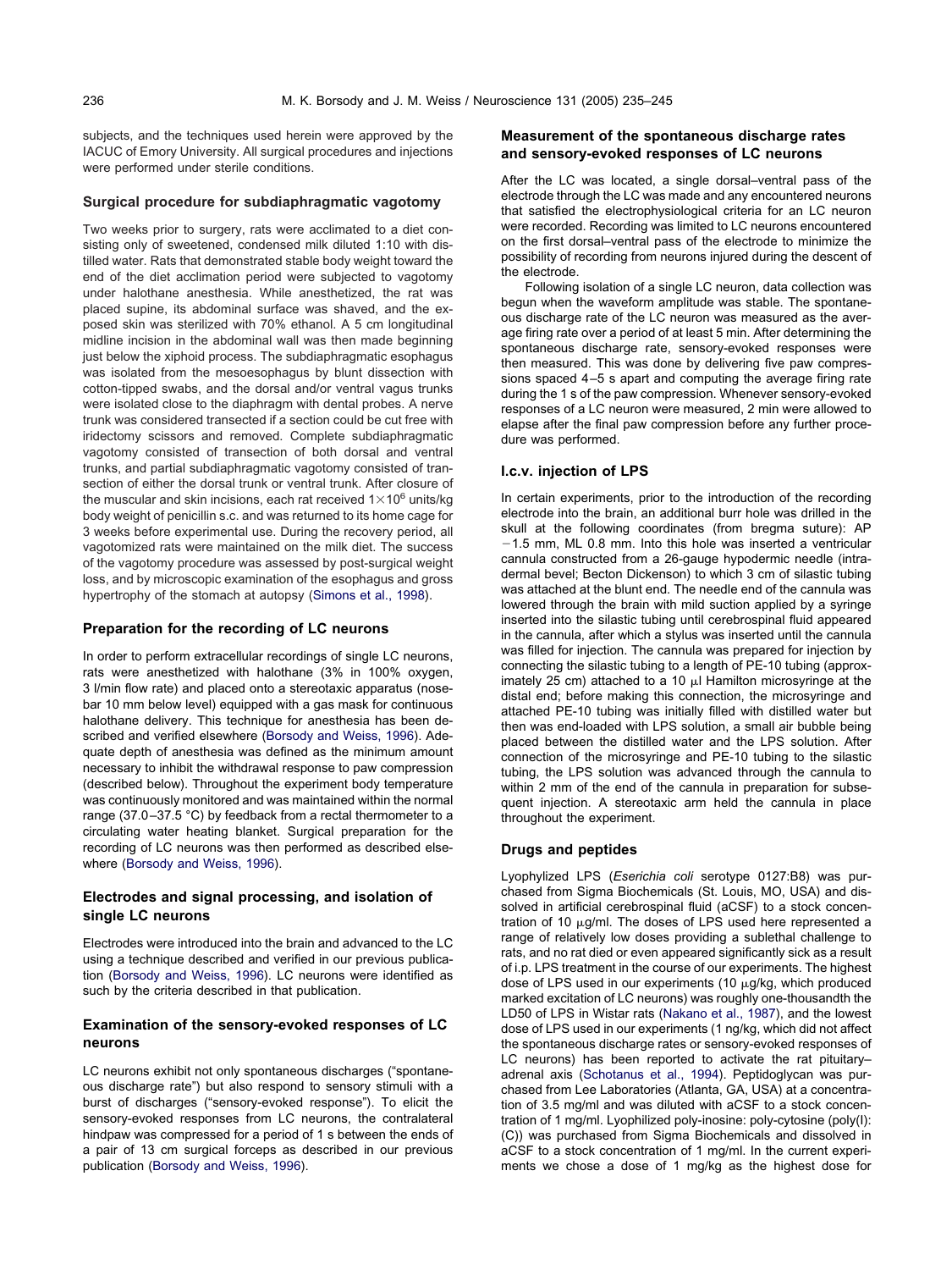subjects, and the techniques used herein were approved by the IACUC of Emory University. All surgical procedures and injections were performed under sterile conditions.

### Surgical procedure for subdiaphragmatic vagotomy

Two weeks prior to surgery, rats were acclimated to a diet consisting only of sweetened, condensed milk diluted 1:10 with distilled water. Rats that demonstrated stable body weight toward the end of the diet acclimation period were subjected to vagotomy under halothane anesthesia. While anesthetized, the rat was placed supine, its abdominal surface was shaved, and the exposed skin was sterilized with 70% ethanol. A 5 cm longitudinal midline incision in the abdominal wall was then made beginning just below the xiphoid process. The subdiaphragmatic esophagus was isolated from the mesoesophagus by blunt dissection with cotton-tipped swabs, and the dorsal and/or ventral vagus trunks were isolated close to the diaphragm with dental probes. A nerve trunk was considered transected if a section could be cut free with iridectomy scissors and removed. Complete subdiaphragmatic vagotomy consisted of transection of both dorsal and ventral trunks, and partial subdiaphragmatic vagotomy consisted of transection of either the dorsal trunk or ventral trunk. After closure of the muscular and skin incisions, each rat received $1\times10^6$ units/kg body weight of penicillin s.c. and was returned to its home cage for 3 weeks before experimental use. During the recovery period, all vagotomized rats were maintained on the milk diet. The success of the vagotomy procedure was assessed by post-surgical weight loss, and by microscopic examination of the esophagus and gross hypertrophy of the stomach at autopsy (Simons et al., 1998).

### Preparation for the recording of LC neurons

In order to perform extracellular recordings of single LC neurons, rats were anesthetized with halothane (3% in 100% oxygen, 3 l/min flow rate) and placed onto a stereotaxic apparatus (nosebar 10 mm below level) equipped with a gas mask for continuous halothane delivery. This technique for anesthesia has been described and verified elsewhere (Borsody and Weiss, 1996). Adequate depth of anesthesia was defined as the minimum amount necessary to inhibit the withdrawal response to paw compression (described below). Throughout the experiment body temperature was continuously monitored and was maintained within the normal range (37.0–37.5 °C) by feedback from a rectal thermometer to a circulating water heating blanket. Surgical preparation for the recording of LC neurons was then performed as described elsewhere (Borsody and Weiss, 1996).

### Electrodes and signal processing, and isolation of single LC neurons

Electrodes were introduced into the brain and advanced to the LC using a technique described and verified in our previous publication (Borsody and Weiss, 1996). LC neurons were identified as such by the criteria described in that publication.

### Examination of the sensory-evoked responses of LC neurons

LC neurons exhibit not only spontaneous discharges ("spontaneous discharge rate") but also respond to sensory stimuli with a burst of discharges ("sensory-evoked response"). To elicit the sensory-evoked responses from LC neurons, the contralateral hindpaw was compressed for a period of 1 s between the ends of a pair of 13 cm surgical forceps as described in our previous publication (Borsody and Weiss, 1996).

### Measurement of the spontaneous discharge rates and sensory-evoked responses of LC neurons

After the LC was located, a single dorsal–ventral pass of the electrode through the LC was made and any encountered neurons that satisfied the electrophysiological criteria for an LC neuron were recorded. Recording was limited to LC neurons encountered on the first dorsal–ventral pass of the electrode to minimize the possibility of recording from neurons injured during the descent of the electrode.

Following isolation of a single LC neuron, data collection was begun when the waveform amplitude was stable. The spontaneous discharge rate of the LC neuron was measured as the average firing rate over a period of at least 5 min. After determining the spontaneous discharge rate, sensory-evoked responses were then measured. This was done by delivering five paw compressions spaced 4–5 s apart and computing the average firing rate during the 1 s of the paw compression. Whenever sensory-evoked responses of a LC neuron were measured, 2 min were allowed to elapse after the final paw compression before any further procedure was performed.

### I.c.v. injection of LPS

In certain experiments, prior to the introduction of the recording electrode into the brain, an additional burr hole was drilled in the skull at the following coordinates (from bregma suture): AP −1.5 mm, ML 0.8 mm. Into this hole was inserted a ventricular cannula constructed from a 26-gauge hypodermic needle (intradermal bevel; Becton Dickenson) to which 3 cm of silastic tubing was attached at the blunt end. The needle end of the cannula was lowered through the brain with mild suction applied by a syringe inserted into the silastic tubing until cerebrospinal fluid appeared in the cannula, after which a stylus was inserted until the cannula was filled for injection. The cannula was prepared for injection by connecting the silastic tubing to a length of PE-10 tubing (approximately 25 cm) attached to a 10 μl Hamilton microsyringe at the distal end; before making this connection, the microsyringe and attached PE-10 tubing was initially filled with distilled water but then was end-loaded with LPS solution, a small air bubble being placed between the distilled water and the LPS solution. After connection of the microsyringe and PE-10 tubing to the silastic tubing, the LPS solution was advanced through the cannula to within 2 mm of the end of the cannula in preparation for subsequent injection. A stereotaxic arm held the cannula in place throughout the experiment.

### Drugs and peptides

Lyophylized LPS (*Eserichia coli* serotype 0127:B8) was purchased from Sigma Biochemicals (St. Louis, MO, USA) and dissolved in artificial cerebrospinal fluid (aCSF) to a stock concentration of 10 μg/ml. The doses of LPS used here represented a range of relatively low doses providing a sublethal challenge to rats, and no rat died or even appeared significantly sick as a result of i.p. LPS treatment in the course of our experiments. The highest dose of LPS used in our experiments (10 μg/kg, which produced marked excitation of LC neurons) was roughly one-thousandth the LD50 of LPS in Wistar rats (Nakano et al., 1987), and the lowest dose of LPS used in our experiments (1 ng/kg, which did not affect the spontaneous discharge rates or sensory-evoked responses of LC neurons) has been reported to activate the rat pituitary–adrenal axis (Schotanus et al., 1994). Peptidoglycan was purchased from Lee Laboratories (Atlanta, GA, USA) at a concentration of 3.5 mg/ml and was diluted with aCSF to a stock concentration of 1 mg/ml. Lyophilized poly-inosine: poly-cytosine (poly(I):(C)) was purchased from Sigma Biochemicals and dissolved in aCSF to a stock concentration of 1 mg/ml. In the current experiments we chose a dose of 1 mg/kg as the highest dose for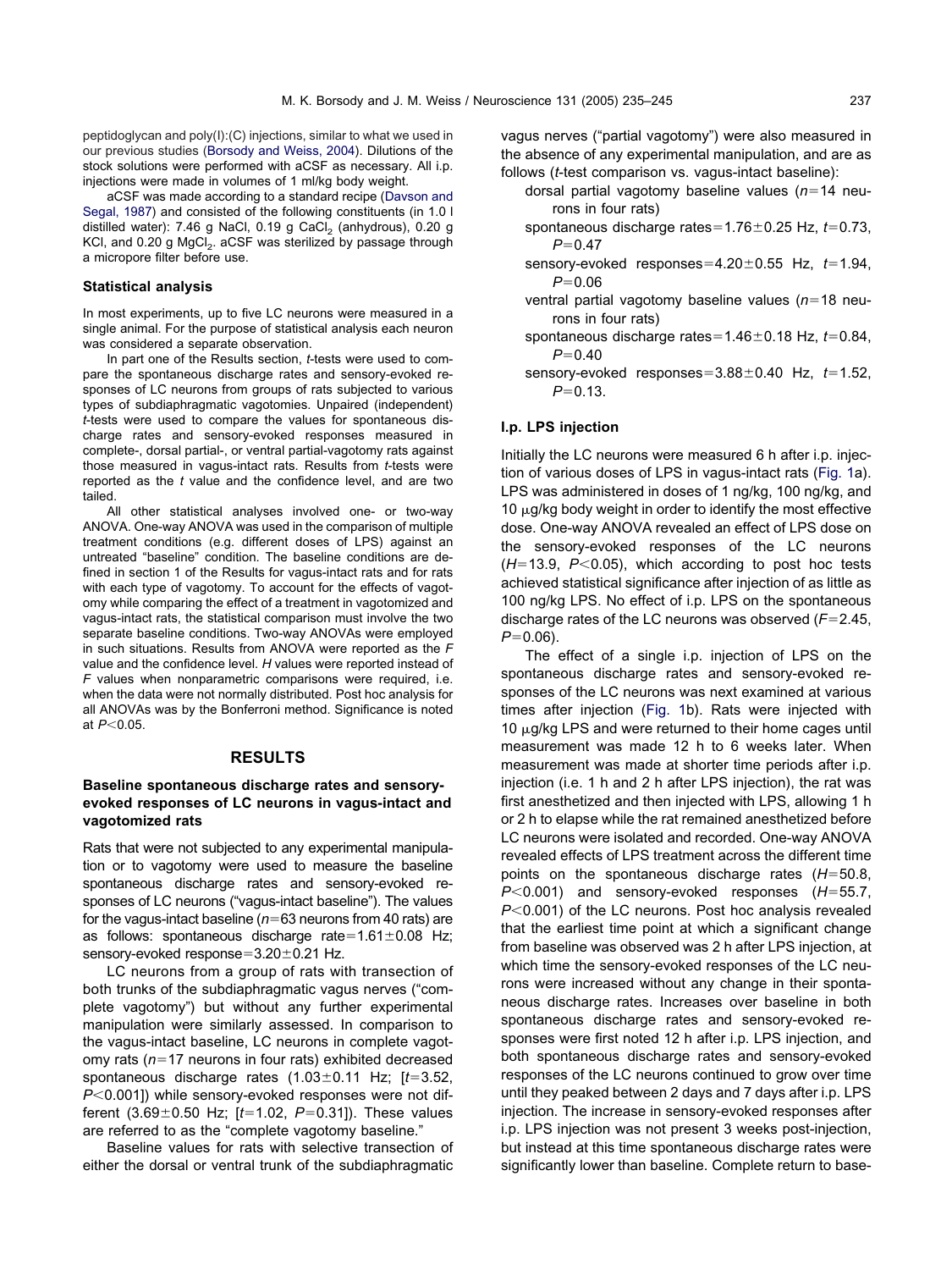peptidoglycan and poly(I):(C) injections, similar to what we used in our previous studies (Borsody and Weiss, 2004). Dilutions of the stock solutions were performed with aCSF as necessary. All i.p. injections were made in volumes of 1 ml/kg body weight.

aCSF was made according to a standard recipe (Davson and Segal, 1987) and consisted of the following constituents (in 1.0 l distilled water): 7.46 g NaCl, 0.19 g $CaCl_2$ (anhydrous), 0.20 g KCl, and 0.20 g $MgCl_2$. aCSF was sterilized by passage through a micropore filter before use.

### Statistical analysis

In most experiments, up to five LC neurons were measured in a single animal. For the purpose of statistical analysis each neuron was considered a separate observation.

In part one of the Results section, *t*-tests were used to compare the spontaneous discharge rates and sensory-evoked responses of LC neurons from groups of rats subjected to various types of subdiaphragmatic vagotomies. Unpaired (independent) *t*-tests were used to compare the values for spontaneous discharge rates and sensory-evoked responses measured in complete-, dorsal partial-, or ventral partial-vagotomy rats against those measured in vagus-intact rats. Results from *t*-tests were reported as the *t* value and the confidence level, and are two tailed.

All other statistical analyses involved one- or two-way ANOVA. One-way ANOVA was used in the comparison of multiple treatment conditions (e.g. different doses of LPS) against an untreated "baseline" condition. The baseline conditions are defined in section 1 of the Results for vagus-intact rats and for rats with each type of vagotomy. To account for the effects of vagotomy while comparing the effect of a treatment in vagotomized and vagus-intact rats, the statistical comparison must involve the two separate baseline conditions. Two-way ANOVAs were employed in such situations. Results from ANOVA were reported as the *F* value and the confidence level. *H* values were reported instead of *F* values when nonparametric comparisons were required, i.e. when the data were not normally distributed. Post hoc analysis for all ANOVAs was by the Bonferroni method. Significance is noted at $P<0.05$.

## RESULTS

### Baseline spontaneous discharge rates and sensory-evoked responses of LC neurons in vagus-intact and vagotomized rats

Rats that were not subjected to any experimental manipulation or to vagotomy were used to measure the baseline spontaneous discharge rates and sensory-evoked responses of LC neurons ("vagus-intact baseline"). The values for the vagus-intact baseline ($n=63$ neurons from 40 rats) are as follows: spontaneous discharge rate$=1.61\pm0.08$ Hz; sensory-evoked response$=3.20\pm0.21$ Hz.

LC neurons from a group of rats with transection of both trunks of the subdiaphragmatic vagus nerves ("complete vagotomy") but without any further experimental manipulation were similarly assessed. In comparison to the vagus-intact baseline, LC neurons in complete vagotomy rats ($n=17$ neurons in four rats) exhibited decreased spontaneous discharge rates ($1.03\pm0.11$ Hz; [$t=3.52$, $P<0.001$]) while sensory-evoked responses were not different ($3.69\pm0.50$ Hz; [$t=1.02$, $P=0.31$]). These values are referred to as the "complete vagotomy baseline."

Baseline values for rats with selective transection of either the dorsal or ventral trunk of the subdiaphragmatic vagus nerves ("partial vagotomy") were also measured in the absence of any experimental manipulation, and are as follows (*t*-test comparison vs. vagus-intact baseline):

dorsal partial vagotomy baseline values ($n=14$ neurons in four rats)

spontaneous discharge rates$=1.76\pm0.25$ Hz, $t=0.73$, $P=0.47$

sensory-evoked responses$=4.20\pm0.55$ Hz, $t=1.94$, $P=0.06$

ventral partial vagotomy baseline values ($n=18$ neurons in four rats)

spontaneous discharge rates$=1.46\pm0.18$ Hz, $t=0.84$, $P=0.40$

sensory-evoked responses$=3.88\pm0.40$ Hz, $t=1.52$, $P=0.13$.

### I.p. LPS injection

Initially the LC neurons were measured 6 h after i.p. injection of various doses of LPS in vagus-intact rats (Fig. 1a). LPS was administered in doses of 1 ng/kg, 100 ng/kg, and 10 μg/kg body weight in order to identify the most effective dose. One-way ANOVA revealed an effect of LPS dose on the sensory-evoked responses of the LC neurons ($H=13.9$, $P<0.05$), which according to post hoc tests achieved statistical significance after injection of as little as 100 ng/kg LPS. No effect of i.p. LPS on the spontaneous discharge rates of the LC neurons was observed ($F=2.45$, $P=0.06$).

The effect of a single i.p. injection of LPS on the spontaneous discharge rates and sensory-evoked responses of the LC neurons was next examined at various times after injection (Fig. 1b). Rats were injected with 10 μg/kg LPS and were returned to their home cages until measurement was made 12 h to 6 weeks later. When measurement was made at shorter time periods after i.p. injection (i.e. 1 h and 2 h after LPS injection), the rat was first anesthetized and then injected with LPS, allowing 1 h or 2 h to elapse while the rat remained anesthetized before LC neurons were isolated and recorded. One-way ANOVA revealed effects of LPS treatment across the different time points on the spontaneous discharge rates ($H=50.8$, $P<0.001$) and sensory-evoked responses ($H=55.7$, $P<0.001$) of the LC neurons. Post hoc analysis revealed that the earliest time point at which a significant change from baseline was observed was 2 h after LPS injection, at which time the sensory-evoked responses of the LC neurons were increased without any change in their spontaneous discharge rates. Increases over baseline in both spontaneous discharge rates and sensory-evoked responses were first noted 12 h after i.p. LPS injection, and both spontaneous discharge rates and sensory-evoked responses of the LC neurons continued to grow over time until they peaked between 2 days and 7 days after i.p. LPS injection. The increase in sensory-evoked responses after i.p. LPS injection was not present 3 weeks post-injection, but instead at this time spontaneous discharge rates were significantly lower than baseline. Complete return to base-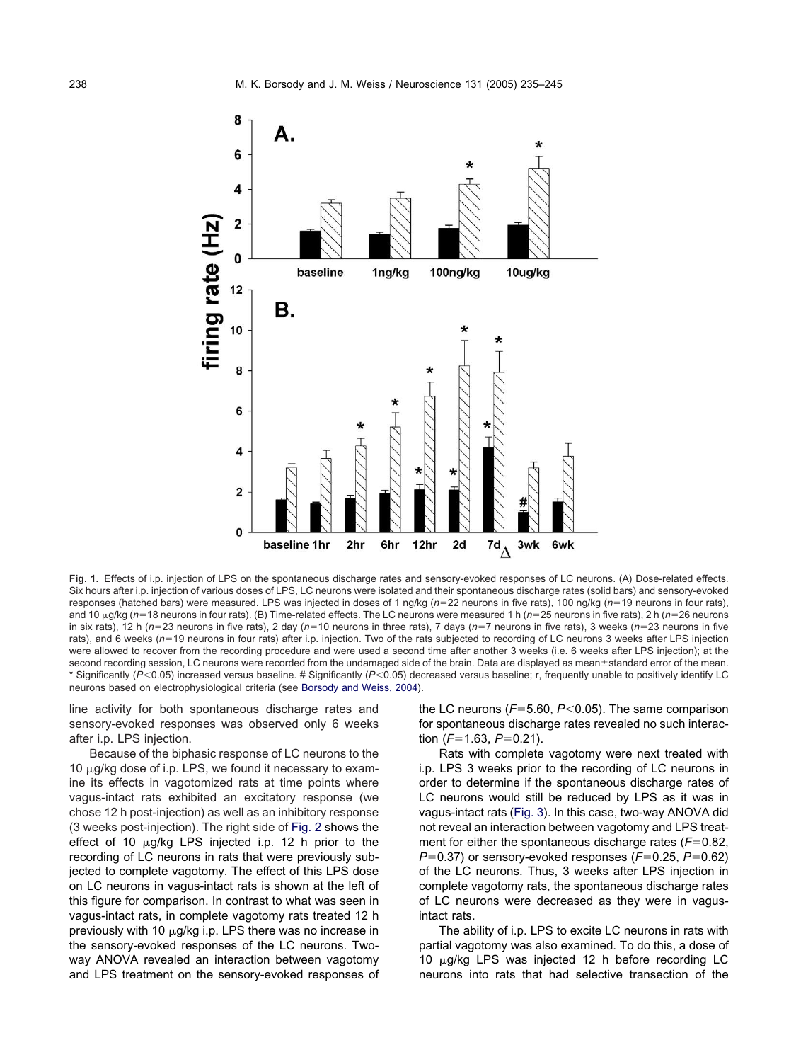**Fig. 1.** Effects of i.p. injection of LPS on the spontaneous discharge rates and sensory-evoked responses of LC neurons. (A) Dose-related effects. Six hours after i.p. injection of various doses of LPS, LC neurons were isolated and their spontaneous discharge rates (solid bars) and sensory-evoked responses (hatched bars) were measured. LPS was injected in doses of 1 ng/kg ($n$=22 neurons in five rats), 100 ng/kg ($n$=19 neurons in four rats), and 10 μg/kg ($n$=18 neurons in four rats). (B) Time-related effects. The LC neurons were measured 1 h ($n$=25 neurons in five rats), 2 h ($n$=26 neurons in six rats), 12 h ($n$=23 neurons in five rats), 2 day ($n$=10 neurons in three rats), 7 days ($n$=7 neurons in five rats), 3 weeks ($n$=23 neurons in five rats), and 6 weeks ($n$=19 neurons in four rats) after i.p. injection. Two of the rats subjected to recording of LC neurons 3 weeks after LPS injection were allowed to recover from the recording procedure and were used a second time after another 3 weeks (i.e. 6 weeks after LPS injection); at the second recording session, LC neurons were recorded from the undamaged side of the brain. Data are displayed as mean±standard error of the mean. * Significantly ($P$<0.05) increased versus baseline. # Significantly ($P$<0.05) decreased versus baseline; r, frequently unable to positively identify LC neurons based on electrophysiological criteria (see Borsody and Weiss, 2004).

line activity for both spontaneous discharge rates and sensory-evoked responses was observed only 6 weeks after i.p. LPS injection.

Because of the biphasic response of LC neurons to the 10 μg/kg dose of i.p. LPS, we found it necessary to examine its effects in vagotomized rats at time points where vagus-intact rats exhibited an excitatory response (we chose 12 h post-injection) as well as an inhibitory response (3 weeks post-injection). The right side of Fig. 2 shows the effect of 10 μg/kg LPS injected i.p. 12 h prior to the recording of LC neurons in rats that were previously subjected to complete vagotomy. The effect of this LPS dose on LC neurons in vagus-intact rats is shown at the left of this figure for comparison. In contrast to what was seen in vagus-intact rats, in complete vagotomy rats treated 12 h previously with 10 μg/kg i.p. LPS there was no increase in the sensory-evoked responses of the LC neurons. Two-way ANOVA revealed an interaction between vagotomy and LPS treatment on the sensory-evoked responses of the LC neurons ($F$=5.60, $P$<0.05). The same comparison for spontaneous discharge rates revealed no such interaction ($F$=1.63, $P$=0.21).

Rats with complete vagotomy were next treated with i.p. LPS 3 weeks prior to the recording of LC neurons in order to determine if the spontaneous discharge rates of LC neurons would still be reduced by LPS as it was in vagus-intact rats (Fig. 3). In this case, two-way ANOVA did not reveal an interaction between vagotomy and LPS treatment for either the spontaneous discharge rates ($F$=0.82, $P$=0.37) or sensory-evoked responses ($F$=0.25, $P$=0.62) of the LC neurons. Thus, 3 weeks after LPS injection in complete vagotomy rats, the spontaneous discharge rates of LC neurons were decreased as they were in vagus-intact rats.

The ability of i.p. LPS to excite LC neurons in rats with partial vagotomy was also examined. To do this, a dose of 10 μg/kg LPS was injected 12 h before recording LC neurons into rats that had selective transection of the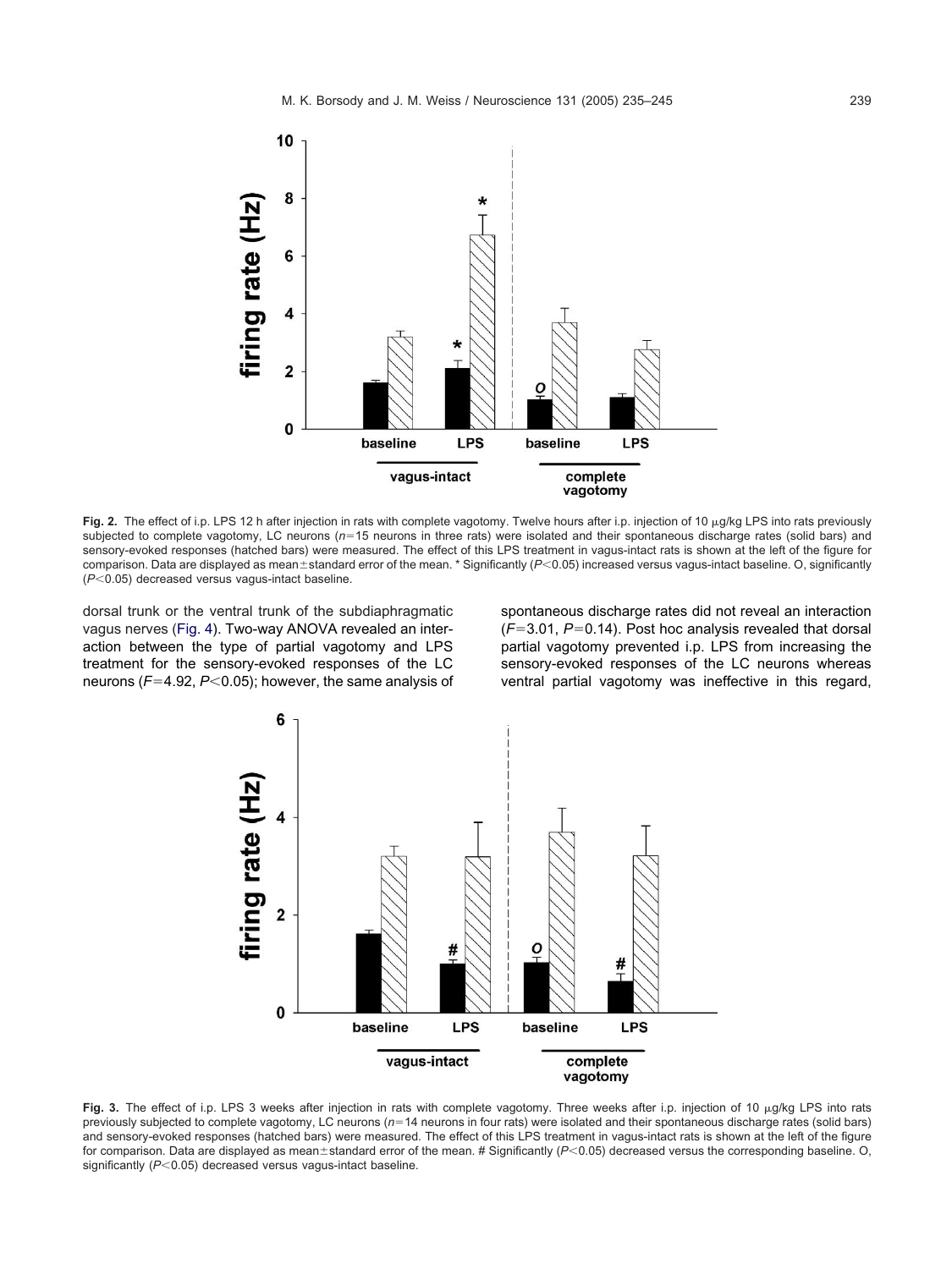Fig. 2. The effect of i.p. LPS 12 h after injection in rats with complete vagotomy. Twelve hours after i.p. injection of 10 μg/kg LPS into rats previously subjected to complete vagotomy, LC neurons ($n=15$ neurons in three rats) were isolated and their spontaneous discharge rates (solid bars) and sensory-evoked responses (hatched bars) were measured. The effect of this LPS treatment in vagus-intact rats is shown at the left of the figure for comparison. Data are displayed as mean±standard error of the mean. * Significantly ($P<0.05$) increased versus vagus-intact baseline. O, significantly ($P<0.05$) decreased versus vagus-intact baseline.

dorsal trunk or the ventral trunk of the subdiaphragmatic vagus nerves (Fig. 4). Two-way ANOVA revealed an interaction between the type of partial vagotomy and LPS treatment for the sensory-evoked responses of the LC neurons ($F=4.92$, $P<0.05$); however, the same analysis of spontaneous discharge rates did not reveal an interaction ($F=3.01$, $P=0.14$). Post hoc analysis revealed that dorsal partial vagotomy prevented i.p. LPS from increasing the sensory-evoked responses of the LC neurons whereas ventral partial vagotomy was ineffective in this regard,

Fig. 3. The effect of i.p. LPS 3 weeks after injection in rats with complete vagotomy. Three weeks after i.p. injection of 10 μg/kg LPS into rats previously subjected to complete vagotomy, LC neurons ($n=14$ neurons in four rats) were isolated and their spontaneous discharge rates (solid bars) and sensory-evoked responses (hatched bars) were measured. The effect of this LPS treatment in vagus-intact rats is shown at the left of the figure for comparison. Data are displayed as mean±standard error of the mean. # Significantly ($P<0.05$) decreased versus the corresponding baseline. O, significantly ($P<0.05$) decreased versus vagus-intact baseline.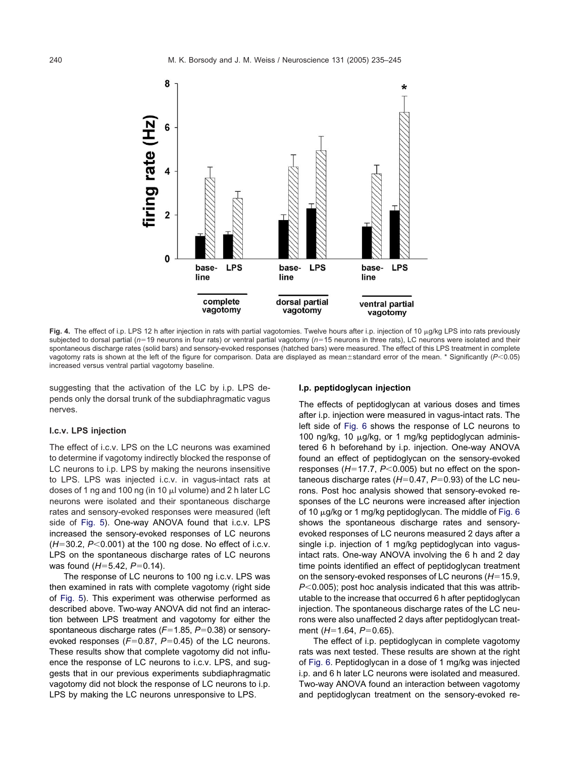**Fig. 4.** The effect of i.p. LPS 12 h after injection in rats with partial vagotomies. Twelve hours after i.p. injection of 10 μg/kg LPS into rats previously subjected to dorsal partial ($n$=19 neurons in four rats) or ventral partial vagotomy ($n$=15 neurons in three rats), LC neurons were isolated and their spontaneous discharge rates (solid bars) and sensory-evoked responses (hatched bars) were measured. The effect of this LPS treatment in complete vagotomy rats is shown at the left of the figure for comparison. Data are displayed as mean±standard error of the mean. * Significantly ($P$<0.05) increased versus ventral partial vagotomy baseline.

suggesting that the activation of the LC by i.p. LPS depends only the dorsal trunk of the subdiaphragmatic vagus nerves.

### I.c.v. LPS injection

The effect of i.c.v. LPS on the LC neurons was examined to determine if vagotomy indirectly blocked the response of LC neurons to i.p. LPS by making the neurons insensitive to LPS. LPS was injected i.c.v. in vagus-intact rats at doses of 1 ng and 100 ng (in 10 μl volume) and 2 h later LC neurons were isolated and their spontaneous discharge rates and sensory-evoked responses were measured (left side of Fig. 5). One-way ANOVA found that i.c.v. LPS increased the sensory-evoked responses of LC neurons ($H$=30.2, $P$<0.001) at the 100 ng dose. No effect of i.c.v. LPS on the spontaneous discharge rates of LC neurons was found ($H$=5.42, $P$=0.14).

The response of LC neurons to 100 ng i.c.v. LPS was then examined in rats with complete vagotomy (right side of Fig. 5). This experiment was otherwise performed as described above. Two-way ANOVA did not find an interaction between LPS treatment and vagotomy for either the spontaneous discharge rates ($F$=1.85, $P$=0.38) or sensory-evoked responses ($F$=0.87, $P$=0.45) of the LC neurons. These results show that complete vagotomy did not influence the response of LC neurons to i.c.v. LPS, and suggests that in our previous experiments subdiaphragmatic vagotomy did not block the response of LC neurons to i.p. LPS by making the LC neurons unresponsive to LPS.

### I.p. peptidoglycan injection

The effects of peptidoglycan at various doses and times after i.p. injection were measured in vagus-intact rats. The left side of Fig. 6 shows the response of LC neurons to 100 ng/kg, 10 μg/kg, or 1 mg/kg peptidoglycan administered 6 h beforehand by i.p. injection. One-way ANOVA found an effect of peptidoglycan on the sensory-evoked responses ($H$=17.7, $P$<0.005) but no effect on the spontaneous discharge rates ($H$=0.47, $P$=0.93) of the LC neurons. Post hoc analysis showed that sensory-evoked responses of the LC neurons were increased after injection of 10 μg/kg or 1 mg/kg peptidoglycan. The middle of Fig. 6 shows the spontaneous discharge rates and sensory-evoked responses of LC neurons measured 2 days after a single i.p. injection of 1 mg/kg peptidoglycan into vagus-intact rats. One-way ANOVA involving the 6 h and 2 day time points identified an effect of peptidoglycan treatment on the sensory-evoked responses of LC neurons ($H$=15.9, $P$<0.005); post hoc analysis indicated that this was attributable to the increase that occurred 6 h after peptidoglycan injection. The spontaneous discharge rates of the LC neurons were also unaffected 2 days after peptidoglycan treatment ($H$=1.64, $P$=0.65).

The effect of i.p. peptidoglycan in complete vagotomy rats was next tested. These results are shown at the right of Fig. 6. Peptidoglycan in a dose of 1 mg/kg was injected i.p. and 6 h later LC neurons were isolated and measured. Two-way ANOVA found an interaction between vagotomy and peptidoglycan treatment on the sensory-evoked re-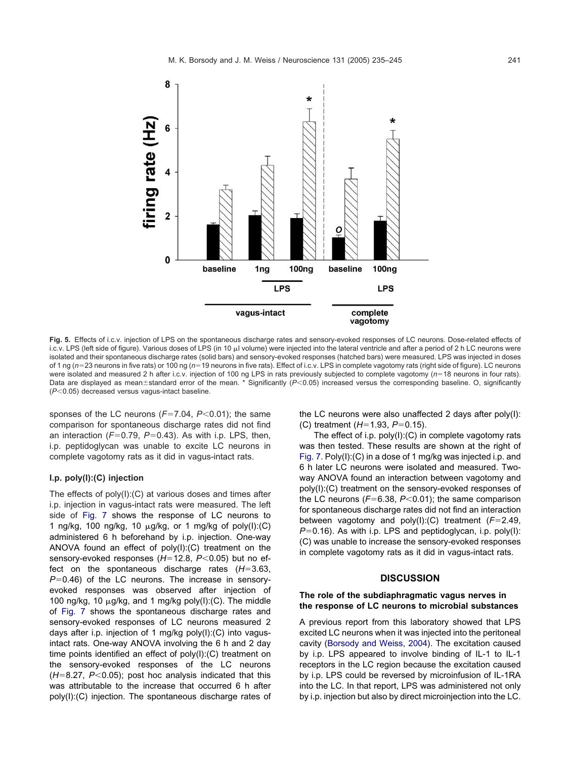**Fig. 5.** Effects of i.c.v. injection of LPS on the spontaneous discharge rates and sensory-evoked responses of LC neurons. Dose-related effects of i.c.v. LPS (left side of figure). Various doses of LPS (in 10 μl volume) were injected into the lateral ventricle and after a period of 2 h LC neurons were isolated and their spontaneous discharge rates (solid bars) and sensory-evoked responses (hatched bars) were measured. LPS was injected in doses of 1 ng ($n$=23 neurons in five rats) or 100 ng ($n$=19 neurons in five rats). Effect of i.c.v. LPS in complete vagotomy rats (right side of figure). LC neurons were isolated and measured 2 h after i.c.v. injection of 100 ng LPS in rats previously subjected to complete vagotomy ($n$=18 neurons in four rats). Data are displayed as mean±standard error of the mean. * Significantly ($P$<0.05) increased versus the corresponding baseline. O, significantly ($P$<0.05) decreased versus vagus-intact baseline.

sponses of the LC neurons ($F$=7.04, $P$<0.01); the same comparison for spontaneous discharge rates did not find an interaction ($F$=0.79, $P$=0.43). As with i.p. LPS, then, i.p. peptidoglycan was unable to excite LC neurons in complete vagotomy rats as it did in vagus-intact rats.

### I.p. poly(I):(C) injection

The effects of poly(I):(C) at various doses and times after i.p. injection in vagus-intact rats were measured. The left side of Fig. 7 shows the response of LC neurons to 1 ng/kg, 100 ng/kg, 10 μg/kg, or 1 mg/kg of poly(I):(C) administered 6 h beforehand by i.p. injection. One-way ANOVA found an effect of poly(I):(C) treatment on the sensory-evoked responses ($H$=12.8, $P$<0.05) but no effect on the spontaneous discharge rates ($H$=3.63, $P$=0.46) of the LC neurons. The increase in sensory-evoked responses was observed after injection of 100 ng/kg, 10 μg/kg, and 1 mg/kg poly(I):(C). The middle of Fig. 7 shows the spontaneous discharge rates and sensory-evoked responses of LC neurons measured 2 days after i.p. injection of 1 mg/kg poly(I):(C) into vagus-intact rats. One-way ANOVA involving the 6 h and 2 day time points identified an effect of poly(I):(C) treatment on the sensory-evoked responses of the LC neurons ($H$=8.27, $P$<0.05); post hoc analysis indicated that this was attributable to the increase that occurred 6 h after poly(I):(C) injection. The spontaneous discharge rates of the LC neurons were also unaffected 2 days after poly(I):(C) treatment ($H$=1.93, $P$=0.15).

The effect of i.p. poly(I):(C) in complete vagotomy rats was then tested. These results are shown at the right of Fig. 7. Poly(I):(C) in a dose of 1 mg/kg was injected i.p. and 6 h later LC neurons were isolated and measured. Two-way ANOVA found an interaction between vagotomy and poly(I):(C) treatment on the sensory-evoked responses of the LC neurons ($F$=6.38, $P$<0.01); the same comparison for spontaneous discharge rates did not find an interaction between vagotomy and poly(I):(C) treatment ($F$=2.49, $P$=0.16). As with i.p. LPS and peptidoglycan, i.p. poly(I):(C) was unable to increase the sensory-evoked responses in complete vagotomy rats as it did in vagus-intact rats.

## DISCUSSION

### The role of the subdiaphragmatic vagus nerves in the response of LC neurons to microbial substances

A previous report from this laboratory showed that LPS excited LC neurons when it was injected into the peritoneal cavity (Borsody and Weiss, 2004). The excitation caused by i.p. LPS appeared to involve binding of IL-1 to IL-1 receptors in the LC region because the excitation caused by i.p. LPS could be reversed by microinfusion of IL-1RA into the LC. In that report, LPS was administered not only by i.p. injection but also by direct microinjection into the LC.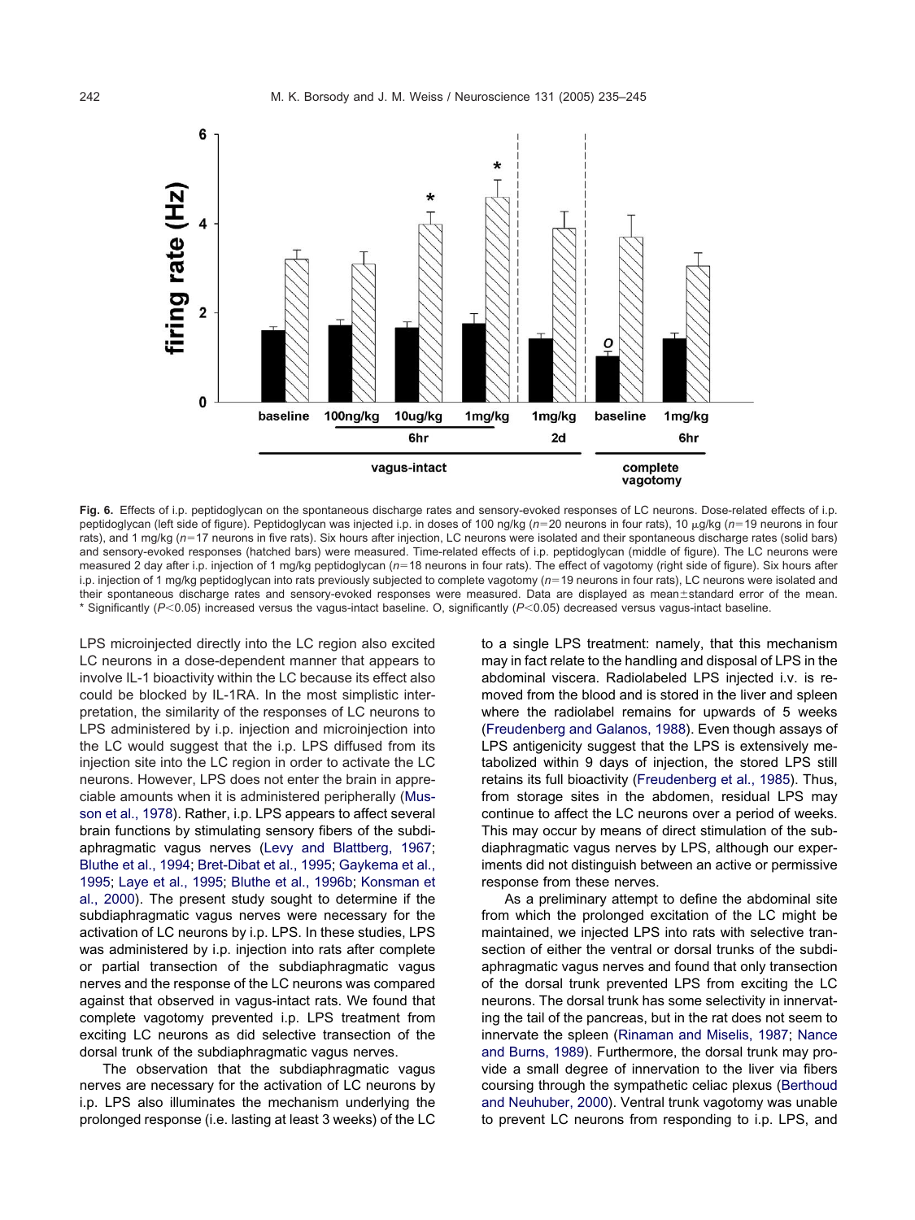**Fig. 6.** Effects of i.p. peptidoglycan on the spontaneous discharge rates and sensory-evoked responses of LC neurons. Dose-related effects of i.p. peptidoglycan (left side of figure). Peptidoglycan was injected i.p. in doses of 100 ng/kg ($n$=20 neurons in four rats), 10 μg/kg ($n$=19 neurons in four rats), and 1 mg/kg ($n$=17 neurons in five rats). Six hours after injection, LC neurons were isolated and their spontaneous discharge rates (solid bars) and sensory-evoked responses (hatched bars) were measured. Time-related effects of i.p. peptidoglycan (middle of figure). The LC neurons were measured 2 day after i.p. injection of 1 mg/kg peptidoglycan ($n$=18 neurons in four rats). The effect of vagotomy (right side of figure). Six hours after i.p. injection of 1 mg/kg peptidoglycan into rats previously subjected to complete vagotomy ($n$=19 neurons in four rats), LC neurons were isolated and their spontaneous discharge rates and sensory-evoked responses were measured. Data are displayed as mean±standard error of the mean. * Significantly ($P<0.05$) increased versus the vagus-intact baseline. O, significantly ($P<0.05$) decreased versus vagus-intact baseline.

LPS microinjected directly into the LC region also excited LC neurons in a dose-dependent manner that appears to involve IL-1 bioactivity within the LC because its effect also could be blocked by IL-1RA. In the most simplistic interpretation, the similarity of the responses of LC neurons to LPS administered by i.p. injection and microinjection into the LC would suggest that the i.p. LPS diffused from its injection site into the LC region in order to activate the LC neurons. However, LPS does not enter the brain in appreciable amounts when it is administered peripherally (Musson et al., 1978). Rather, i.p. LPS appears to affect several brain functions by stimulating sensory fibers of the subdiaphragmatic vagus nerves (Levy and Blattberg, 1967; Bluthe et al., 1994; Bret-Dibat et al., 1995; Gaykema et al., 1995; Laye et al., 1995; Bluthe et al., 1996b; Konsman et al., 2000). The present study sought to determine if the subdiaphragmatic vagus nerves were necessary for the activation of LC neurons by i.p. LPS. In these studies, LPS was administered by i.p. injection into rats after complete or partial transection of the subdiaphragmatic vagus nerves and the response of the LC neurons was compared against that observed in vagus-intact rats. We found that complete vagotomy prevented i.p. LPS treatment from exciting LC neurons as did selective transection of the dorsal trunk of the subdiaphragmatic vagus nerves.

The observation that the subdiaphragmatic vagus nerves are necessary for the activation of LC neurons by i.p. LPS also illuminates the mechanism underlying the prolonged response (i.e. lasting at least 3 weeks) of the LC to a single LPS treatment: namely, that this mechanism may in fact relate to the handling and disposal of LPS in the abdominal viscera. Radiolabeled LPS injected i.v. is removed from the blood and is stored in the liver and spleen where the radiolabel remains for upwards of 5 weeks (Freudenberg and Galanos, 1988). Even though assays of LPS antigenicity suggest that the LPS is extensively metabolized within 9 days of injection, the stored LPS still retains its full bioactivity (Freudenberg et al., 1985). Thus, from storage sites in the abdomen, residual LPS may continue to affect the LC neurons over a period of weeks. This may occur by means of direct stimulation of the subdiaphragmatic vagus nerves by LPS, although our experiments did not distinguish between an active or permissive response from these nerves.

As a preliminary attempt to define the abdominal site from which the prolonged excitation of the LC might be maintained, we injected LPS into rats with selective transection of either the ventral or dorsal trunks of the subdiaphragmatic vagus nerves and found that only transection of the dorsal trunk prevented LPS from exciting the LC neurons. The dorsal trunk has some selectivity in innervating the tail of the pancreas, but in the rat does not seem to innervate the spleen (Rinaman and Miselis, 1987; Nance and Burns, 1989). Furthermore, the dorsal trunk may provide a small degree of innervation to the liver via fibers coursing through the sympathetic celiac plexus (Berthoud and Neuhuber, 2000). Ventral trunk vagotomy was unable to prevent LC neurons from responding to i.p. LPS, and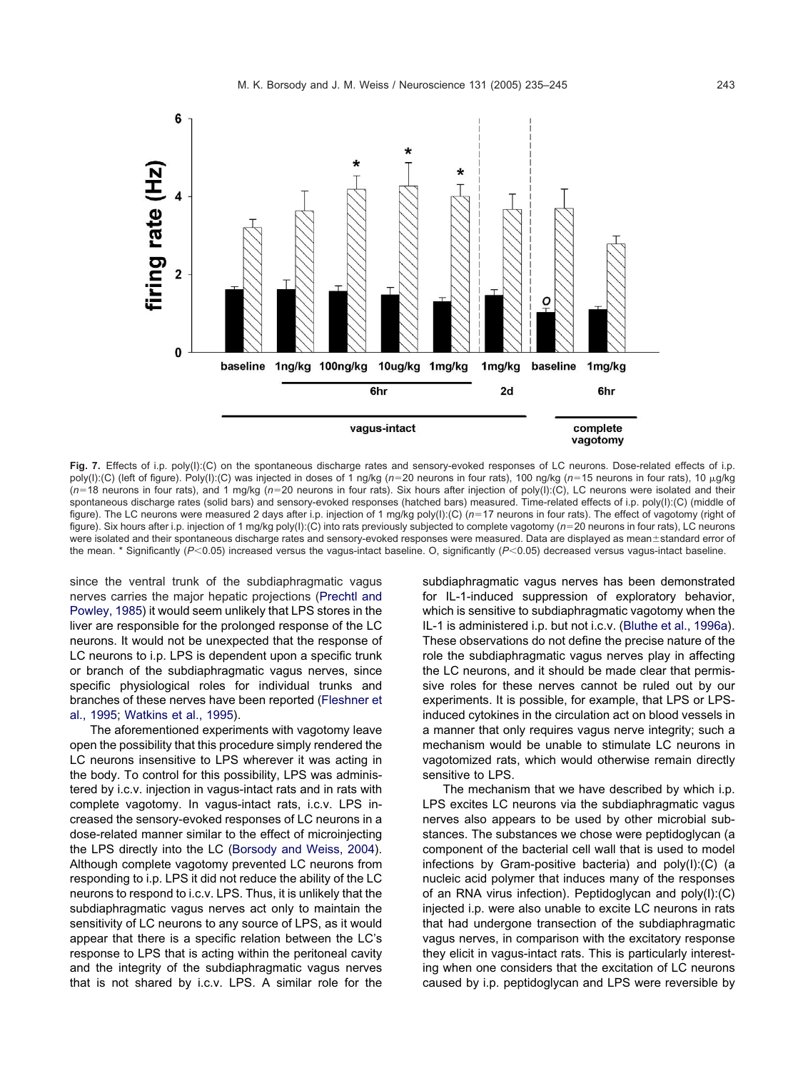6

4

2

0

firing rate (Hz)

*

*

*

O

baseline 1ng/kg 100ng/kg 10ug/kg 1mg/kg 1mg/kg baseline 1mg/kg

6hr

2d

6hr

vagus-intact

complete vagotomy

**Fig. 7.** Effects of i.p. poly(I):(C) on the spontaneous discharge rates and sensory-evoked responses of LC neurons. Dose-related effects of i.p. poly(I):(C) (left of figure). Poly(I):(C) was injected in doses of 1 ng/kg ($n$=20 neurons in four rats), 100 ng/kg ($n$=15 neurons in four rats), 10 μg/kg ($n$=18 neurons in four rats), and 1 mg/kg ($n$=20 neurons in four rats). Six hours after injection of poly(I):(C), LC neurons were isolated and their spontaneous discharge rates (solid bars) and sensory-evoked responses (hatched bars) measured. Time-related effects of i.p. poly(I):(C) (middle of figure). The LC neurons were measured 2 days after i.p. injection of 1 mg/kg poly(I):(C) ($n$=17 neurons in four rats). The effect of vagotomy (right of figure). Six hours after i.p. injection of 1 mg/kg poly(I):(C) into rats previously subjected to complete vagotomy ($n$=20 neurons in four rats), LC neurons were isolated and their spontaneous discharge rates and sensory-evoked responses were measured. Data are displayed as mean±standard error of the mean. * Significantly ($P$<0.05) increased versus the vagus-intact baseline. O, significantly ($P$<0.05) decreased versus vagus-intact baseline.

since the ventral trunk of the subdiaphragmatic vagus nerves carries the major hepatic projections (Prechtl and Powley, 1985) it would seem unlikely that LPS stores in the liver are responsible for the prolonged response of the LC neurons. It would not be unexpected that the response of LC neurons to i.p. LPS is dependent upon a specific trunk or branch of the subdiaphragmatic vagus nerves, since specific physiological roles for individual trunks and branches of these nerves have been reported (Fleshner et al., 1995; Watkins et al., 1995).

The aforementioned experiments with vagotomy leave open the possibility that this procedure simply rendered the LC neurons insensitive to LPS wherever it was acting in the body. To control for this possibility, LPS was administered by i.c.v. injection in vagus-intact rats and in rats with complete vagotomy. In vagus-intact rats, i.c.v. LPS increased the sensory-evoked responses of LC neurons in a dose-related manner similar to the effect of microinjecting the LPS directly into the LC (Borsody and Weiss, 2004). Although complete vagotomy prevented LC neurons from responding to i.p. LPS it did not reduce the ability of the LC neurons to respond to i.c.v. LPS. Thus, it is unlikely that the subdiaphragmatic vagus nerves act only to maintain the sensitivity of LC neurons to any source of LPS, as it would appear that there is a specific relation between the LC's response to LPS that is acting within the peritoneal cavity and the integrity of the subdiaphragmatic vagus nerves that is not shared by i.c.v. LPS. A similar role for the subdiaphragmatic vagus nerves has been demonstrated for IL-1-induced suppression of exploratory behavior, which is sensitive to subdiaphragmatic vagotomy when the IL-1 is administered i.p. but not i.c.v. (Bluthe et al., 1996a). These observations do not define the precise nature of the role the subdiaphragmatic vagus nerves play in affecting the LC neurons, and it should be made clear that permissive roles for these nerves cannot be ruled out by our experiments. It is possible, for example, that LPS or LPS-induced cytokines in the circulation act on blood vessels in a manner that only requires vagus nerve integrity; such a mechanism would be unable to stimulate LC neurons in vagotomized rats, which would otherwise remain directly sensitive to LPS.

The mechanism that we have described by which i.p. LPS excites LC neurons via the subdiaphragmatic vagus nerves also appears to be used by other microbial substances. The substances we chose were peptidoglycan (a component of the bacterial cell wall that is used to model infections by Gram-positive bacteria) and poly(I):(C) (a nucleic acid polymer that induces many of the responses of an RNA virus infection). Peptidoglycan and poly(I):(C) injected i.p. were also unable to excite LC neurons in rats that had undergone transection of the subdiaphragmatic vagus nerves, in comparison with the excitatory response they elicit in vagus-intact rats. This is particularly interesting when one considers that the excitation of LC neurons caused by i.p. peptidoglycan and LPS were reversible by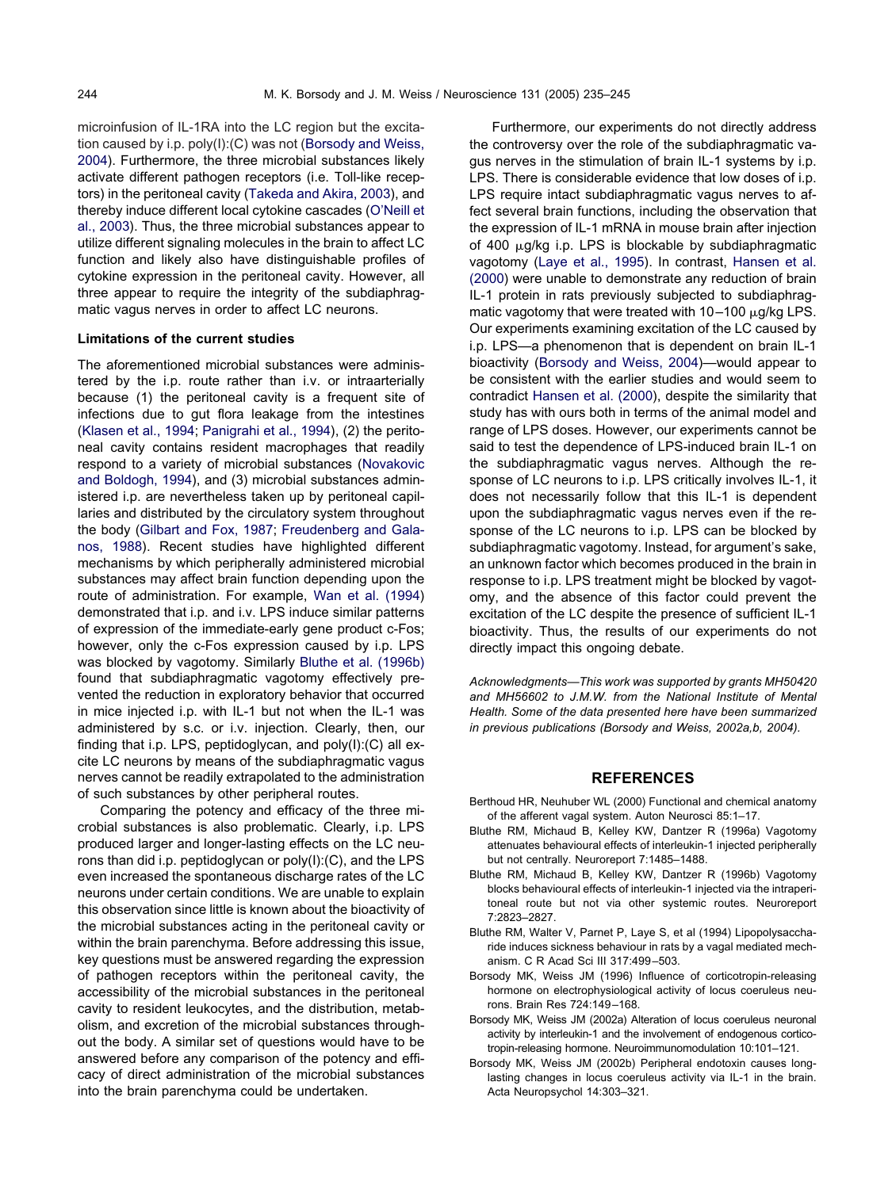microinfusion of IL-1RA into the LC region but the excitation caused by i.p. poly(I):(C) was not (Borsody and Weiss, 2004). Furthermore, the three microbial substances likely activate different pathogen receptors (i.e. Toll-like receptors) in the peritoneal cavity (Takeda and Akira, 2003), and thereby induce different local cytokine cascades (O'Neill et al., 2003). Thus, the three microbial substances appear to utilize different signaling molecules in the brain to affect LC function and likely also have distinguishable profiles of cytokine expression in the peritoneal cavity. However, all three appear to require the integrity of the subdiaphragmatic vagus nerves in order to affect LC neurons.

**Limitations of the current studies**

The aforementioned microbial substances were administered by the i.p. route rather than i.v. or intraarterially because (1) the peritoneal cavity is a frequent site of infections due to gut flora leakage from the intestines (Klasen et al., 1994; Panigrahi et al., 1994), (2) the peritoneal cavity contains resident macrophages that readily respond to a variety of microbial substances (Novakovic and Boldogh, 1994), and (3) microbial substances administered i.p. are nevertheless taken up by peritoneal capillaries and distributed by the circulatory system throughout the body (Gilbart and Fox, 1987; Freudenberg and Galanos, 1988). Recent studies have highlighted different mechanisms by which peripherally administered microbial substances may affect brain function depending upon the route of administration. For example, Wan et al. (1994) demonstrated that i.p. and i.v. LPS induce similar patterns of expression of the immediate-early gene product c-Fos; however, only the c-Fos expression caused by i.p. LPS was blocked by vagotomy. Similarly Bluthe et al. (1996b) found that subdiaphragmatic vagotomy effectively prevented the reduction in exploratory behavior that occurred in mice injected i.p. with IL-1 but not when the IL-1 was administered by s.c. or i.v. injection. Clearly, then, our finding that i.p. LPS, peptidoglycan, and poly(I):(C) all excite LC neurons by means of the subdiaphragmatic vagus nerves cannot be readily extrapolated to the administration of such substances by other peripheral routes.

Comparing the potency and efficacy of the three microbial substances is also problematic. Clearly, i.p. LPS produced larger and longer-lasting effects on the LC neurons than did i.p. peptidoglycan or poly(I):(C), and the LPS even increased the spontaneous discharge rates of the LC neurons under certain conditions. We are unable to explain this observation since little is known about the bioactivity of the microbial substances acting in the peritoneal cavity or within the brain parenchyma. Before addressing this issue, key questions must be answered regarding the expression of pathogen receptors within the peritoneal cavity, the accessibility of the microbial substances in the peritoneal cavity to resident leukocytes, and the distribution, metabolism, and excretion of the microbial substances throughout the body. A similar set of questions would have to be answered before any comparison of the potency and efficacy of direct administration of the microbial substances into the brain parenchyma could be undertaken.

Furthermore, our experiments do not directly address the controversy over the role of the subdiaphragmatic vagus nerves in the stimulation of brain IL-1 systems by i.p. LPS. There is considerable evidence that low doses of i.p. LPS require intact subdiaphragmatic vagus nerves to affect several brain functions, including the observation that the expression of IL-1 mRNA in mouse brain after injection of 400 μg/kg i.p. LPS is blockable by subdiaphragmatic vagotomy (Laye et al., 1995). In contrast, Hansen et al. (2000) were unable to demonstrate any reduction of brain IL-1 protein in rats previously subjected to subdiaphragmatic vagotomy that were treated with 10–100 μg/kg LPS. Our experiments examining excitation of the LC caused by i.p. LPS—a phenomenon that is dependent on brain IL-1 bioactivity (Borsody and Weiss, 2004)—would appear to be consistent with the earlier studies and would seem to contradict Hansen et al. (2000), despite the similarity that study has with ours both in terms of the animal model and range of LPS doses. However, our experiments cannot be said to test the dependence of LPS-induced brain IL-1 on the subdiaphragmatic vagus nerves. Although the response of LC neurons to i.p. LPS critically involves IL-1, it does not necessarily follow that this IL-1 is dependent upon the subdiaphragmatic vagus nerves even if the response of the LC neurons to i.p. LPS can be blocked by subdiaphragmatic vagotomy. Instead, for argument's sake, an unknown factor which becomes produced in the brain in response to i.p. LPS treatment might be blocked by vagotomy, and the absence of this factor could prevent the excitation of the LC despite the presence of sufficient IL-1 bioactivity. Thus, the results of our experiments do not directly impact this ongoing debate.

*Acknowledgments—This work was supported by grants MH50420 and MH56602 to J.M.W. from the National Institute of Mental Health. Some of the data presented here have been summarized in previous publications (Borsody and Weiss, 2002a,b, 2004).*

## REFERENCES

- Berthoud HR, Neuhuber WL (2000) Functional and chemical anatomy of the afferent vagal system. Auton Neurosci 85:1–17.
- Bluthe RM, Michaud B, Kelley KW, Dantzer R (1996a) Vagotomy attenuates behavioural effects of interleukin-1 injected peripherally but not centrally. Neuroreport 7:1485–1488.
- Bluthe RM, Michaud B, Kelley KW, Dantzer R (1996b) Vagotomy blocks behavioural effects of interleukin-1 injected via the intraperitoneal route but not via other systemic routes. Neuroreport 7:2823–2827.
- Bluthe RM, Walter V, Parnet P, Laye S, et al (1994) Lipopolysaccharide induces sickness behaviour in rats by a vagal mediated mechanism. C R Acad Sci III 317:499–503.
- Borsody MK, Weiss JM (1996) Influence of corticotropin-releasing hormone on electrophysiological activity of locus coeruleus neurons. Brain Res 724:149–168.
- Borsody MK, Weiss JM (2002a) Alteration of locus coeruleus neuronal activity by interleukin-1 and the involvement of endogenous corticotropin-releasing hormone. Neuroimmunomodulation 10:101–121.
- Borsody MK, Weiss JM (2002b) Peripheral endotoxin causes long-lasting changes in locus coeruleus activity via IL-1 in the brain. Acta Neuropsychol 14:303–321.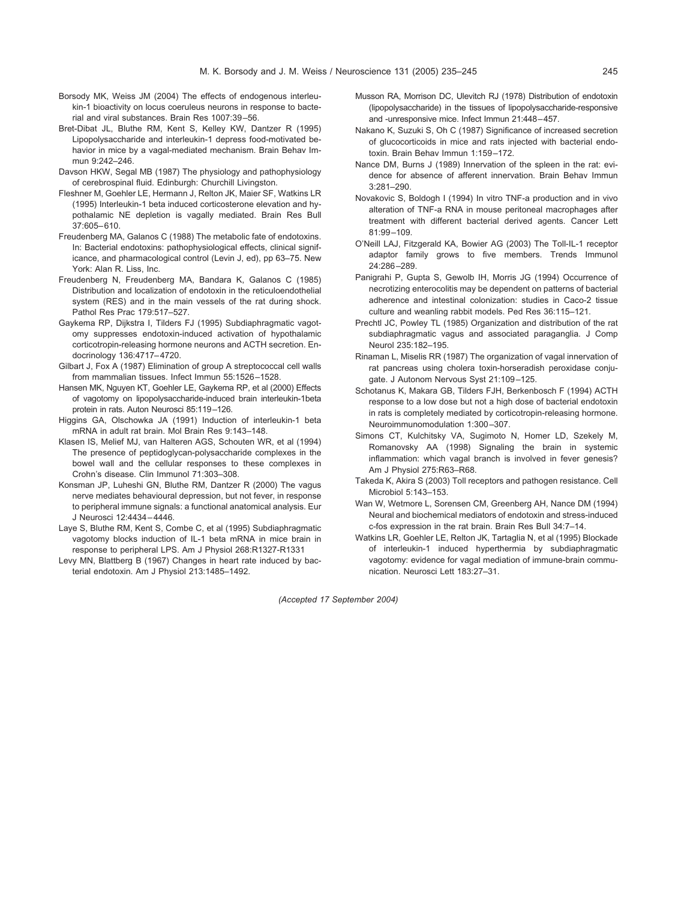Borsody MK, Weiss JM (2004) The effects of endogenous interleukin-1 bioactivity on locus coeruleus neurons in response to bacterial and viral substances. Brain Res 1007:39–56.

Bret-Dibat JL, Bluthe RM, Kent S, Kelley KW, Dantzer R (1995) Lipopolysaccharide and interleukin-1 depress food-motivated behavior in mice by a vagal-mediated mechanism. Brain Behav Immun 9:242–246.

Davson HKW, Segal MB (1987) The physiology and pathophysiology of cerebrospinal fluid. Edinburgh: Churchill Livingston.

Fleshner M, Goehler LE, Hermann J, Relton JK, Maier SF, Watkins LR (1995) Interleukin-1 beta induced corticosterone elevation and hypothalamic NE depletion is vagally mediated. Brain Res Bull 37:605–610.

Freudenberg MA, Galanos C (1988) The metabolic fate of endotoxins. In: Bacterial endotoxins: pathophysiological effects, clinical significance, and pharmacological control (Levin J, ed), pp 63–75. New York: Alan R. Liss, Inc.

Freudenberg N, Freudenberg MA, Bandara K, Galanos C (1985) Distribution and localization of endotoxin in the reticuloendothelial system (RES) and in the main vessels of the rat during shock. Pathol Res Prac 179:517–527.

Gaykema RP, Dijkstra I, Tilders FJ (1995) Subdiaphragmatic vagotomy suppresses endotoxin-induced activation of hypothalamic corticotropin-releasing hormone neurons and ACTH secretion. Endocrinology 136:4717–4720.

Gilbart J, Fox A (1987) Elimination of group A streptococcal cell walls from mammalian tissues. Infect Immun 55:1526–1528.

Hansen MK, Nguyen KT, Goehler LE, Gaykema RP, et al (2000) Effects of vagotomy on lipopolysaccharide-induced brain interleukin-1beta protein in rats. Auton Neurosci 85:119–126.

Higgins GA, Olschowka JA (1991) Induction of interleukin-1 beta mRNA in adult rat brain. Mol Brain Res 9:143–148.

Klasen IS, Melief MJ, van Halteren AGS, Schouten WR, et al (1994) The presence of peptidoglycan-polysaccharide complexes in the bowel wall and the cellular responses to these complexes in Crohn's disease. Clin Immunol 71:303–308.

Konsman JP, Luheshi GN, Bluthe RM, Dantzer R (2000) The vagus nerve mediates behavioural depression, but not fever, in response to peripheral immune signals: a functional anatomical analysis. Eur J Neurosci 12:4434–4446.

Laye S, Bluthe RM, Kent S, Combe C, et al (1995) Subdiaphragmatic vagotomy blocks induction of IL-1 beta mRNA in mice brain in response to peripheral LPS. Am J Physiol 268:R1327-R1331

Levy MN, Blattberg B (1967) Changes in heart rate induced by bacterial endotoxin. Am J Physiol 213:1485–1492.

Musson RA, Morrison DC, Ulevitch RJ (1978) Distribution of endotoxin (lipopolysaccharide) in the tissues of lipopolysaccharide-responsive and -unresponsive mice. Infect Immun 21:448–457.

Nakano K, Suzuki S, Oh C (1987) Significance of increased secretion of glucocorticoids in mice and rats injected with bacterial endotoxin. Brain Behav Immun 1:159–172.

Nance DM, Burns J (1989) Innervation of the spleen in the rat: evidence for absence of afferent innervation. Brain Behav Immun 3:281–290.

Novakovic S, Boldogh I (1994) In vitro TNF-a production and in vivo alteration of TNF-a RNA in mouse peritoneal macrophages after treatment with different bacterial derived agents. Cancer Lett 81:99–109.

O'Neill LAJ, Fitzgerald KA, Bowier AG (2003) The Toll-IL-1 receptor adaptor family grows to five members. Trends Immunol 24:286–289.

Panigrahi P, Gupta S, Gewolb IH, Morris JG (1994) Occurrence of necrotizing enterocolitis may be dependent on patterns of bacterial adherence and intestinal colonization: studies in Caco-2 tissue culture and weanling rabbit models. Ped Res 36:115–121.

Prechtl JC, Powley TL (1985) Organization and distribution of the rat subdiaphragmatic vagus and associated paraganglia. J Comp Neurol 235:182–195.

Rinaman L, Miselis RR (1987) The organization of vagal innervation of rat pancreas using cholera toxin-horseradish peroxidase conjugate. J Autonom Nervous Syst 21:109–125.

Schotanus K, Makara GB, Tilders FJH, Berkenbosch F (1994) ACTH response to a low dose but not a high dose of bacterial endotoxin in rats is completely mediated by corticotropin-releasing hormone. Neuroimmunomodulation 1:300–307.

Simons CT, Kulchitsky VA, Sugimoto N, Homer LD, Szekely M, Romanovsky AA (1998) Signaling the brain in systemic inflammation: which vagal branch is involved in fever genesis? Am J Physiol 275:R63–R68.

Takeda K, Akira S (2003) Toll receptors and pathogen resistance. Cell Microbiol 5:143–153.

Wan W, Wetmore L, Sorensen CM, Greenberg AH, Nance DM (1994) Neural and biochemical mediators of endotoxin and stress-induced c-fos expression in the rat brain. Brain Res Bull 34:7–14.

Watkins LR, Goehler LE, Relton JK, Tartaglia N, et al (1995) Blockade of interleukin-1 induced hyperthermia by subdiaphragmatic vagotomy: evidence for vagal mediation of immune-brain communication. Neurosci Lett 183:27–31.

*(Accepted 17 September 2004)*